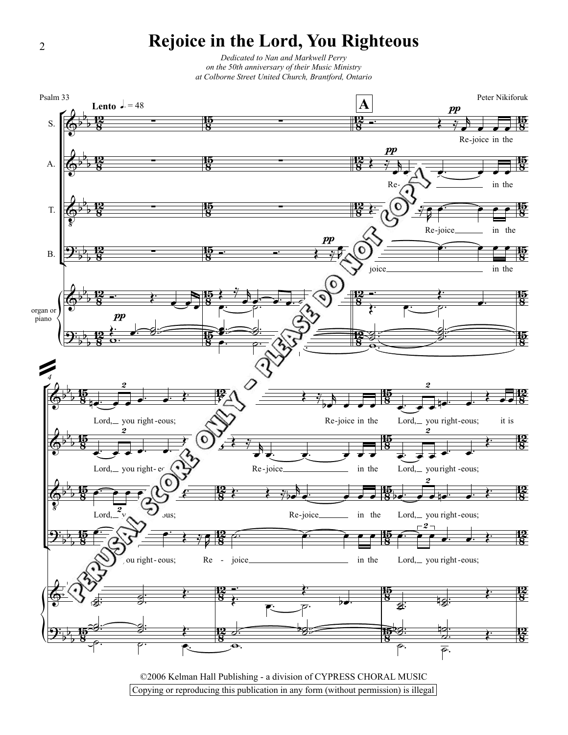# Rejoice in the Lord, You Righteous

*Dedicated to Nan and Markwell Perry*
*on the 50th anniversary of their Music Ministry*
*at Colborne Street United Church, Brantford, Ontario*

Psalm 33

Peter Nikiforuk

©2006 Kelman Hall Publishing - a division of CYPRESS CHORAL MUSIC

Copying or reproducing this publication in any form (without permission) is illegal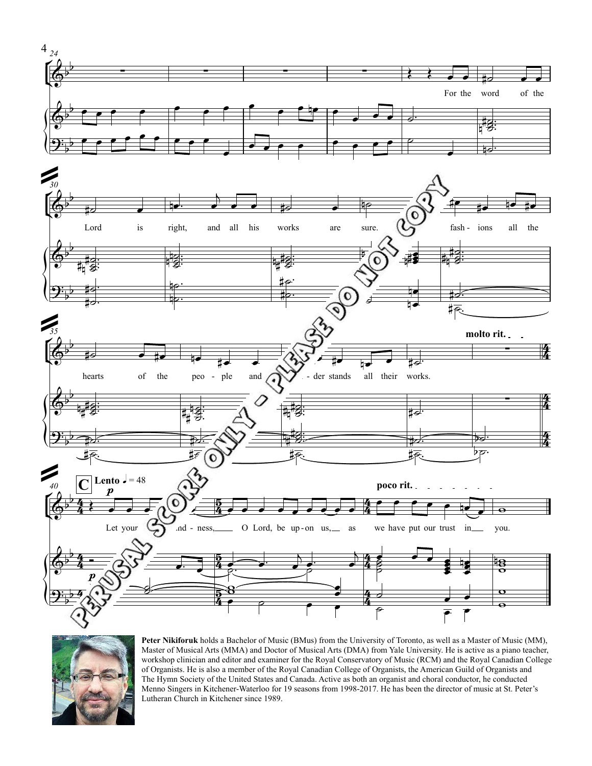Peter Nikiforuk holds a Bachelor of Music (BMus) from the University of Toronto, as well as a Master of Music (MM), Master of Musical Arts (MMA) and Doctor of Musical Arts (DMA) from Yale University. He is active as a piano teacher, workshop clinician and editor and examiner for the Royal Conservatory of Music (RCM) and the Royal Canadian College of Organists. He is also a member of the Royal Canadian College of Organists, the American Guild of Organists and The Hymn Society of the United States and Canada. Active as both an organist and choral conductor, he conducted Menno Singers in Kitchener-Waterloo for 19 seasons from 1998-2017. He has been the director of music at St. Peter's Lutheran Church in Kitchener since 1989.